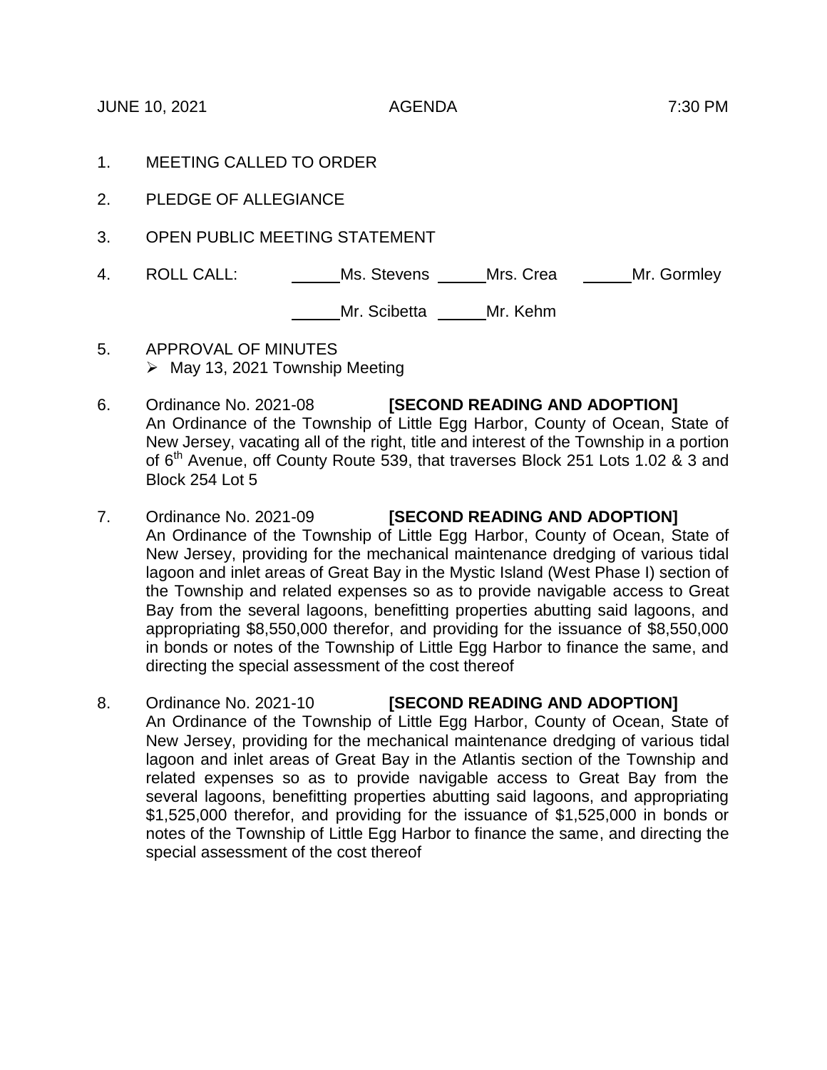JUNE 10, 2021 AGENDA 7:30 PM

1. MEETING CALLED TO ORDER

2. PLEDGE OF ALLEGIANCE

3. OPEN PUBLIC MEETING STATEMENT

4. ROLL CALL: _____Ms. Stevens _____Mrs. Crea _____Mr. Gormley

   _____Mr. Scibetta _____Mr. Kehm

5. APPROVAL OF MINUTES
   - May 13, 2021 Township Meeting

6. Ordinance No. 2021-08 **[SECOND READING AND ADOPTION]**
   An Ordinance of the Township of Little Egg Harbor, County of Ocean, State of New Jersey, vacating all of the right, title and interest of the Township in a portion of 6th Avenue, off County Route 539, that traverses Block 251 Lots 1.02 & 3 and Block 254 Lot 5

7. Ordinance No. 2021-09 **[SECOND READING AND ADOPTION]**
   An Ordinance of the Township of Little Egg Harbor, County of Ocean, State of New Jersey, providing for the mechanical maintenance dredging of various tidal lagoon and inlet areas of Great Bay in the Mystic Island (West Phase I) section of the Township and related expenses so as to provide navigable access to Great Bay from the several lagoons, benefitting properties abutting said lagoons, and appropriating $8,550,000 therefor, and providing for the issuance of $8,550,000 in bonds or notes of the Township of Little Egg Harbor to finance the same, and directing the special assessment of the cost thereof

8. Ordinance No. 2021-10 **[SECOND READING AND ADOPTION]**
   An Ordinance of the Township of Little Egg Harbor, County of Ocean, State of New Jersey, providing for the mechanical maintenance dredging of various tidal lagoon and inlet areas of Great Bay in the Atlantis section of the Township and related expenses so as to provide navigable access to Great Bay from the several lagoons, benefitting properties abutting said lagoons, and appropriating $1,525,000 therefor, and providing for the issuance of $1,525,000 in bonds or notes of the Township of Little Egg Harbor to finance the same, and directing the special assessment of the cost thereof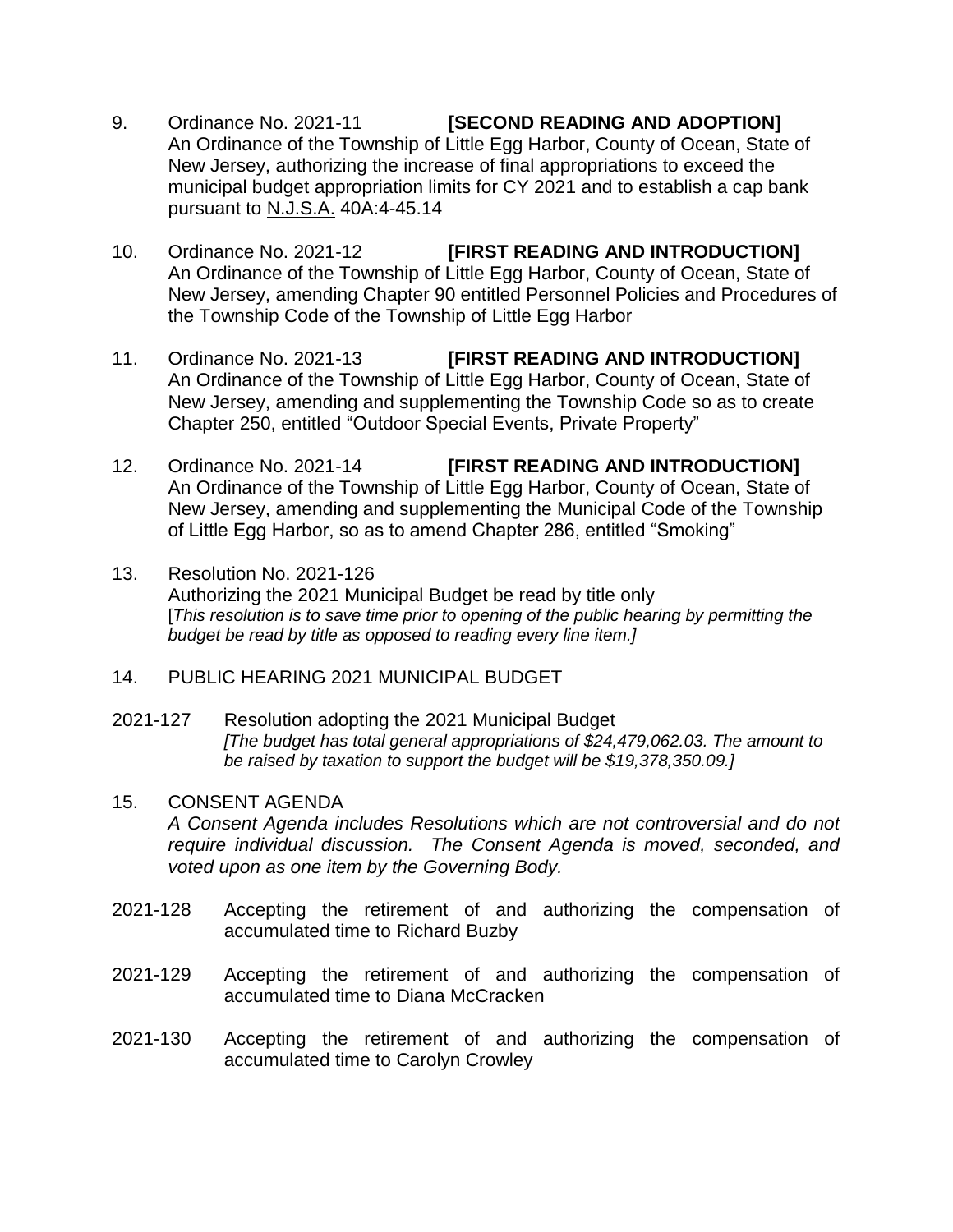9. Ordinance No. 2021-11 **[SECOND READING AND ADOPTION]**
   An Ordinance of the Township of Little Egg Harbor, County of Ocean, State of New Jersey, authorizing the increase of final appropriations to exceed the municipal budget appropriation limits for CY 2021 and to establish a cap bank pursuant to N.J.S.A. 40A:4-45.14

10. Ordinance No. 2021-12 **[FIRST READING AND INTRODUCTION]**
    An Ordinance of the Township of Little Egg Harbor, County of Ocean, State of New Jersey, amending Chapter 90 entitled Personnel Policies and Procedures of the Township Code of the Township of Little Egg Harbor

11. Ordinance No. 2021-13 **[FIRST READING AND INTRODUCTION]**
    An Ordinance of the Township of Little Egg Harbor, County of Ocean, State of New Jersey, amending and supplementing the Township Code so as to create Chapter 250, entitled "Outdoor Special Events, Private Property"

12. Ordinance No. 2021-14 **[FIRST READING AND INTRODUCTION]**
    An Ordinance of the Township of Little Egg Harbor, County of Ocean, State of New Jersey, amending and supplementing the Municipal Code of the Township of Little Egg Harbor, so as to amend Chapter 286, entitled "Smoking"

13. Resolution No. 2021-126
    Authorizing the 2021 Municipal Budget be read by title only
    [*This resolution is to save time prior to opening of the public hearing by permitting the budget be read by title as opposed to reading every line item.]*

14. PUBLIC HEARING 2021 MUNICIPAL BUDGET

2021-127 Resolution adopting the 2021 Municipal Budget
*[The budget has total general appropriations of $24,479,062.03. The amount to be raised by taxation to support the budget will be $19,378,350.09.]*

15. CONSENT AGENDA
    *A Consent Agenda includes Resolutions which are not controversial and do not require individual discussion. The Consent Agenda is moved, seconded, and voted upon as one item by the Governing Body.*

2021-128 Accepting the retirement of and authorizing the compensation of accumulated time to Richard Buzby

2021-129 Accepting the retirement of and authorizing the compensation of accumulated time to Diana McCracken

2021-130 Accepting the retirement of and authorizing the compensation of accumulated time to Carolyn Crowley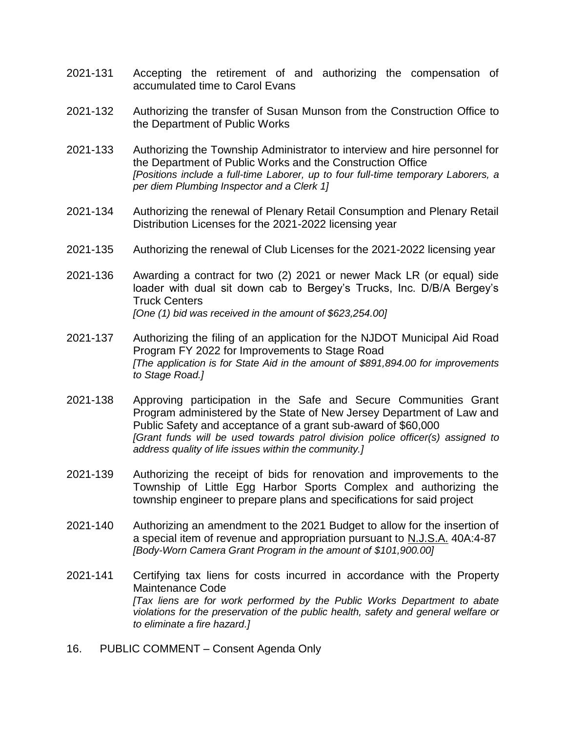2021-131 Accepting the retirement of and authorizing the compensation of accumulated time to Carol Evans

2021-132 Authorizing the transfer of Susan Munson from the Construction Office to the Department of Public Works

2021-133 Authorizing the Township Administrator to interview and hire personnel for the Department of Public Works and the Construction Office
*[Positions include a full-time Laborer, up to four full-time temporary Laborers, a per diem Plumbing Inspector and a Clerk 1]*

2021-134 Authorizing the renewal of Plenary Retail Consumption and Plenary Retail Distribution Licenses for the 2021-2022 licensing year

2021-135 Authorizing the renewal of Club Licenses for the 2021-2022 licensing year

2021-136 Awarding a contract for two (2) 2021 or newer Mack LR (or equal) side loader with dual sit down cab to Bergey's Trucks, Inc. D/B/A Bergey's Truck Centers
*[One (1) bid was received in the amount of $623,254.00]*

2021-137 Authorizing the filing of an application for the NJDOT Municipal Aid Road Program FY 2022 for Improvements to Stage Road
*[The application is for State Aid in the amount of $891,894.00 for improvements to Stage Road.]*

2021-138 Approving participation in the Safe and Secure Communities Grant Program administered by the State of New Jersey Department of Law and Public Safety and acceptance of a grant sub-award of $60,000
*[Grant funds will be used towards patrol division police officer(s) assigned to address quality of life issues within the community.]*

2021-139 Authorizing the receipt of bids for renovation and improvements to the Township of Little Egg Harbor Sports Complex and authorizing the township engineer to prepare plans and specifications for said project

2021-140 Authorizing an amendment to the 2021 Budget to allow for the insertion of a special item of revenue and appropriation pursuant to N.J.S.A. 40A:4-87
*[Body-Worn Camera Grant Program in the amount of $101,900.00]*

2021-141 Certifying tax liens for costs incurred in accordance with the Property Maintenance Code
*[Tax liens are for work performed by the Public Works Department to abate violations for the preservation of the public health, safety and general welfare or to eliminate a fire hazard.]*

16. PUBLIC COMMENT – Consent Agenda Only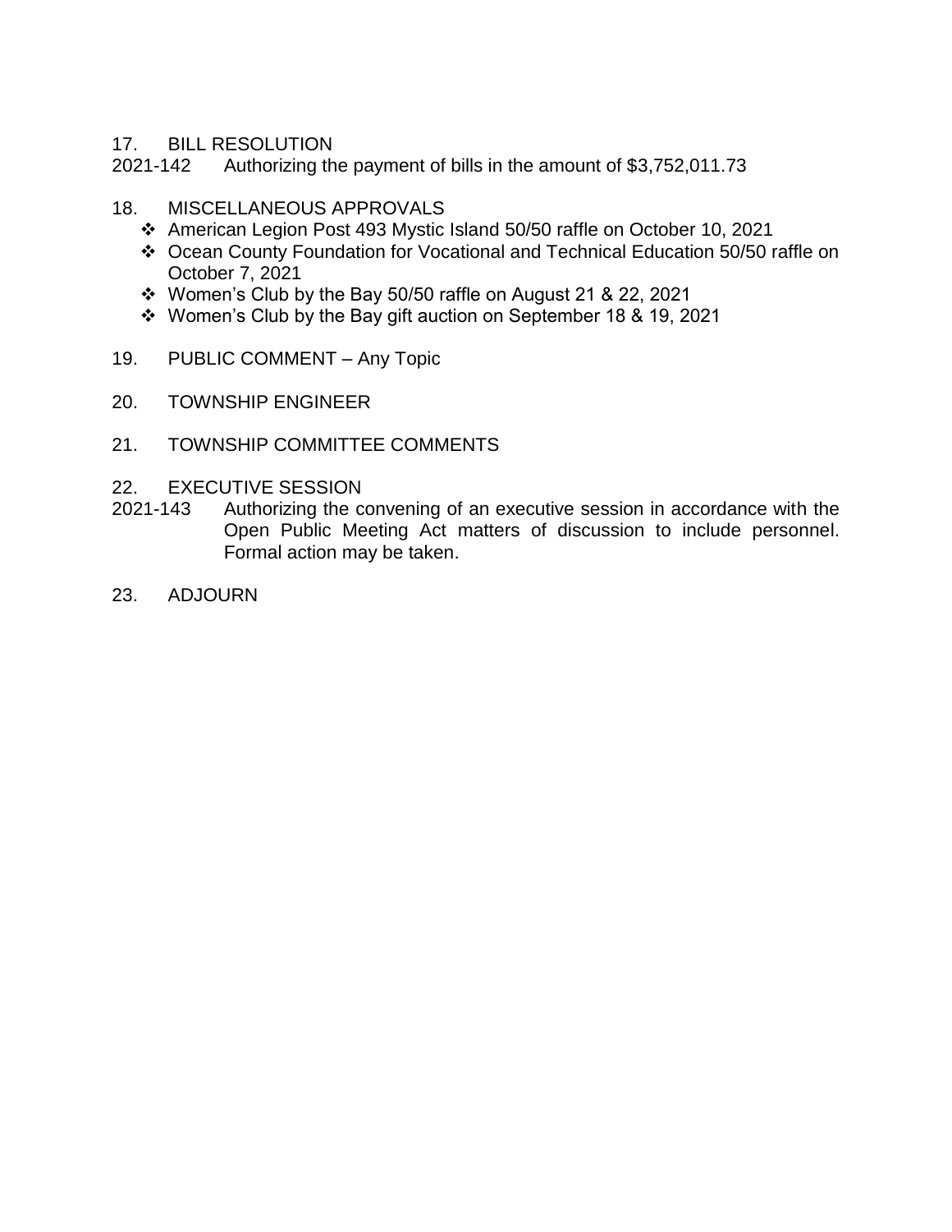17. BILL RESOLUTION

2021-142 Authorizing the payment of bills in the amount of $3,752,011.73

18. MISCELLANEOUS APPROVALS

- American Legion Post 493 Mystic Island 50/50 raffle on October 10, 2021
- Ocean County Foundation for Vocational and Technical Education 50/50 raffle on October 7, 2021
- Women's Club by the Bay 50/50 raffle on August 21 & 22, 2021
- Women's Club by the Bay gift auction on September 18 & 19, 2021

19. PUBLIC COMMENT – Any Topic

20. TOWNSHIP ENGINEER

21. TOWNSHIP COMMITTEE COMMENTS

22. EXECUTIVE SESSION

2021-143 Authorizing the convening of an executive session in accordance with the Open Public Meeting Act matters of discussion to include personnel. Formal action may be taken.

23. ADJOURN